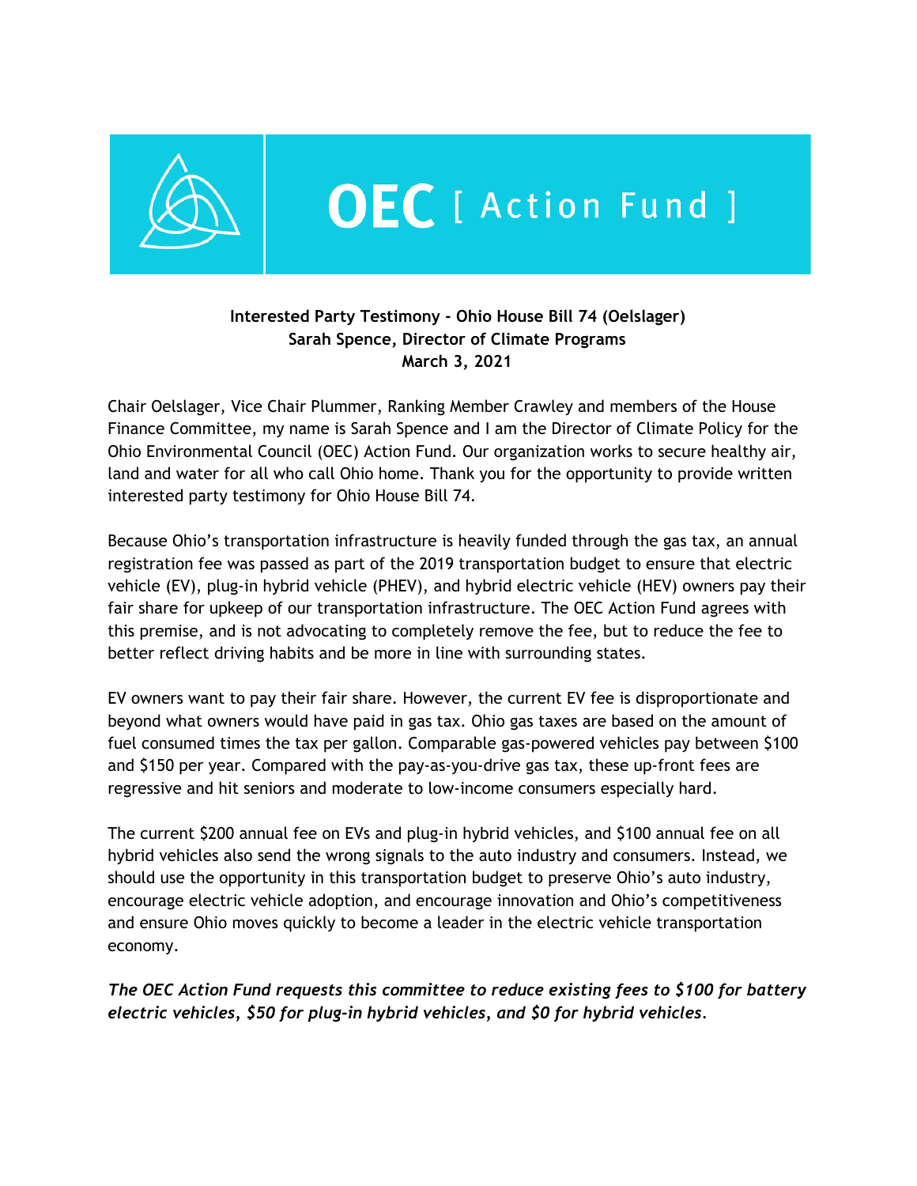# OEC [ Action Fund ]

**Interested Party Testimony - Ohio House Bill 74 (Oelslager)**
**Sarah Spence, Director of Climate Programs**
**March 3, 2021**

Chair Oelslager, Vice Chair Plummer, Ranking Member Crawley and members of the House Finance Committee, my name is Sarah Spence and I am the Director of Climate Policy for the Ohio Environmental Council (OEC) Action Fund. Our organization works to secure healthy air, land and water for all who call Ohio home. Thank you for the opportunity to provide written interested party testimony for Ohio House Bill 74.

Because Ohio's transportation infrastructure is heavily funded through the gas tax, an annual registration fee was passed as part of the 2019 transportation budget to ensure that electric vehicle (EV), plug-in hybrid vehicle (PHEV), and hybrid electric vehicle (HEV) owners pay their fair share for upkeep of our transportation infrastructure. The OEC Action Fund agrees with this premise, and is not advocating to completely remove the fee, but to reduce the fee to better reflect driving habits and be more in line with surrounding states.

EV owners want to pay their fair share. However, the current EV fee is disproportionate and beyond what owners would have paid in gas tax. Ohio gas taxes are based on the amount of fuel consumed times the tax per gallon. Comparable gas-powered vehicles pay between $100 and $150 per year. Compared with the pay-as-you-drive gas tax, these up-front fees are regressive and hit seniors and moderate to low-income consumers especially hard.

The current $200 annual fee on EVs and plug-in hybrid vehicles, and $100 annual fee on all hybrid vehicles also send the wrong signals to the auto industry and consumers. Instead, we should use the opportunity in this transportation budget to preserve Ohio's auto industry, encourage electric vehicle adoption, and encourage innovation and Ohio's competitiveness and ensure Ohio moves quickly to become a leader in the electric vehicle transportation economy.

***The OEC Action Fund requests this committee to reduce existing fees to $100 for battery electric vehicles, $50 for plug-in hybrid vehicles, and $0 for hybrid vehicles.***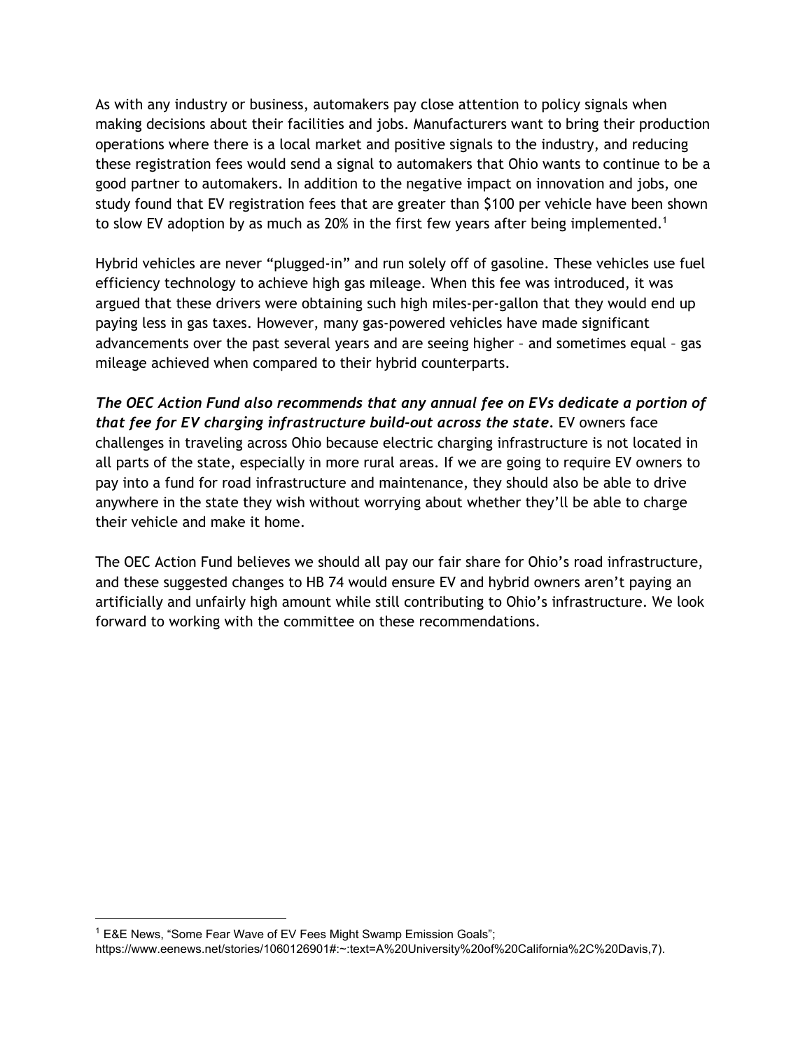As with any industry or business, automakers pay close attention to policy signals when making decisions about their facilities and jobs. Manufacturers want to bring their production operations where there is a local market and positive signals to the industry, and reducing these registration fees would send a signal to automakers that Ohio wants to continue to be a good partner to automakers. In addition to the negative impact on innovation and jobs, one study found that EV registration fees that are greater than $100 per vehicle have been shown to slow EV adoption by as much as 20% in the first few years after being implemented.[1]

Hybrid vehicles are never "plugged-in" and run solely off of gasoline. These vehicles use fuel efficiency technology to achieve high gas mileage. When this fee was introduced, it was argued that these drivers were obtaining such high miles-per-gallon that they would end up paying less in gas taxes. However, many gas-powered vehicles have made significant advancements over the past several years and are seeing higher – and sometimes equal – gas mileage achieved when compared to their hybrid counterparts.

***The OEC Action Fund also recommends that any annual fee on EVs dedicate a portion of that fee for EV charging infrastructure build-out across the state.*** EV owners face challenges in traveling across Ohio because electric charging infrastructure is not located in all parts of the state, especially in more rural areas. If we are going to require EV owners to pay into a fund for road infrastructure and maintenance, they should also be able to drive anywhere in the state they wish without worrying about whether they'll be able to charge their vehicle and make it home.

The OEC Action Fund believes we should all pay our fair share for Ohio's road infrastructure, and these suggested changes to HB 74 would ensure EV and hybrid owners aren't paying an artificially and unfairly high amount while still contributing to Ohio's infrastructure. We look forward to working with the committee on these recommendations.

---

[1] E&E News, "Some Fear Wave of EV Fees Might Swamp Emission Goals"; https://www.eenews.net/stories/1060126901#:~:text=A%20University%20of%20California%2C%20Davis,7).